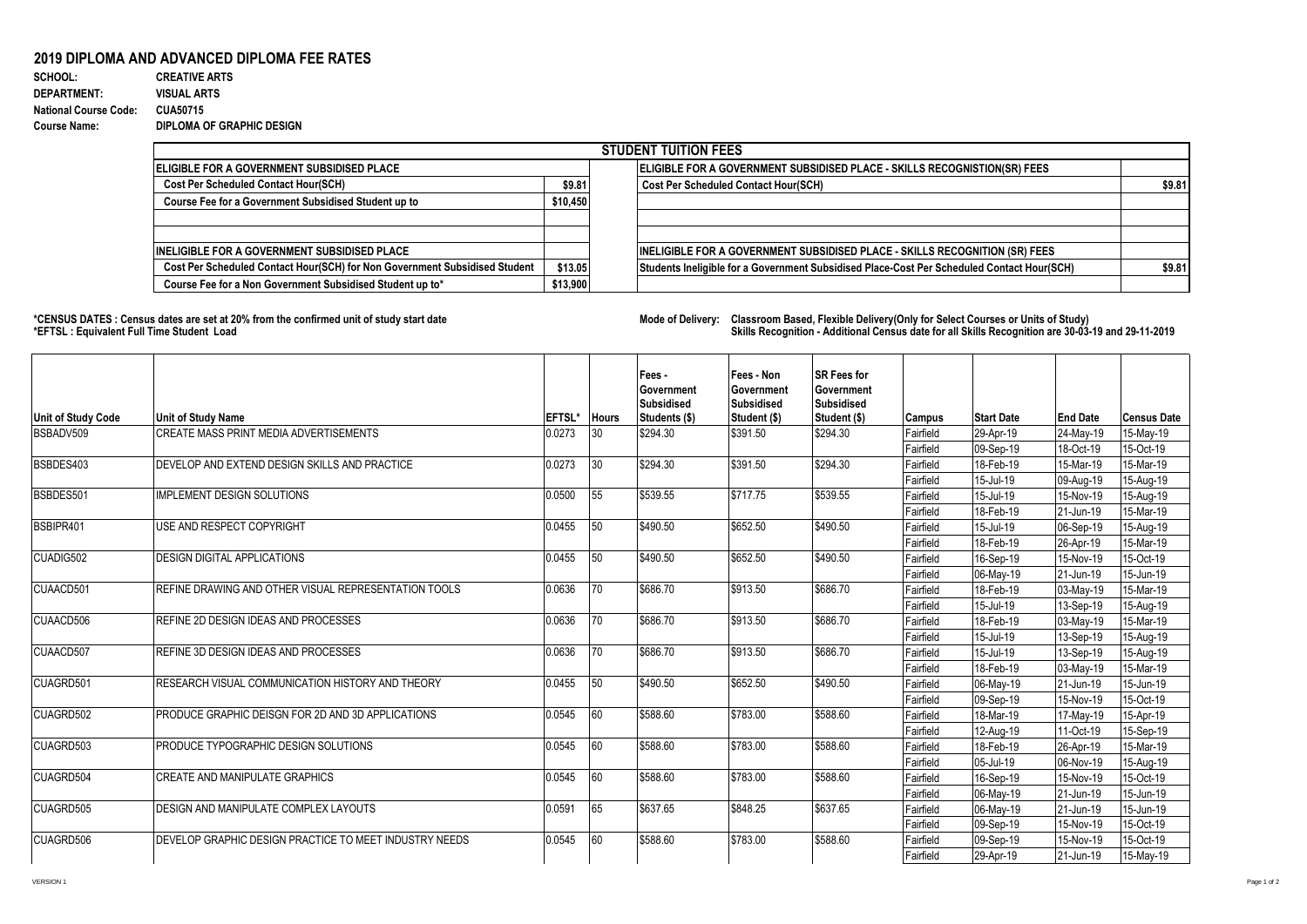## 2019 DIPLOMA AND ADVANCED DIPLOMA FEE RATES

**SCHOOL:** CREATIVE ARTS
**DEPARTMENT:** VISUAL ARTS
**National Course Code:** CUA50715
**Course Name:** DIPLOMA OF GRAPHIC DESIGN

| STUDENT TUITION FEES | | | |
|---|---|---|---|
| **ELIGIBLE FOR A GOVERNMENT SUBSIDISED PLACE** | | **ELIGIBLE FOR A GOVERNMENT SUBSIDISED PLACE - SKILLS RECOGNISTION(SR) FEES** | |
| Cost Per Scheduled Contact Hour(SCH) | $9.81 | Cost Per Scheduled Contact Hour(SCH) | $9.81 |
| Course Fee for a Government Subsidised Student up to | $10,450 | | |
| | | | |
| **INELIGIBLE FOR A GOVERNMENT SUBSIDISED PLACE** | | **INELIGIBLE FOR A GOVERNMENT SUBSIDISED PLACE - SKILLS RECOGNITION (SR) FEES** | |
| Cost Per Scheduled Contact Hour(SCH) for Non Government Subsidised Student | $13.05 | Students Ineligible for a Government Subsidised Place-Cost Per Scheduled Contact Hour(SCH) | $9.81 |
| Course Fee for a Non Government Subsidised Student up to* | $13,900 | | |

**\*CENSUS DATES : Census dates are set at 20% from the confirmed unit of study start date**
**\*EFTSL : Equivalent Full Time Student Load**

**Mode of Delivery: Classroom Based, Flexible Delivery(Only for Select Courses or Units of Study)**
**Skills Recognition - Additional Census date for all Skills Recognition are 30-03-19 and 29-11-2019**

| Unit of Study Code | Unit of Study Name | EFTSL* | Hours | Fees - Government Subsidised Students ($) | Fees - Non Government Subsidised Student ($) | SR Fees for Government Subsidised Student ($) | Campus | Start Date | End Date | Census Date |
|---|---|---|---|---|---|---|---|---|---|---|
| BSBADV509 | CREATE MASS PRINT MEDIA ADVERTISEMENTS | 0.0273 | 30 | $294.30 | $391.50 | $294.30 | Fairfield | 29-Apr-19 | 24-May-19 | 15-May-19 |
| | | | | | | | Fairfield | 09-Sep-19 | 18-Oct-19 | 15-Oct-19 |
| BSBDES403 | DEVELOP AND EXTEND DESIGN SKILLS AND PRACTICE | 0.0273 | 30 | $294.30 | $391.50 | $294.30 | Fairfield | 18-Feb-19 | 15-Mar-19 | 15-Mar-19 |
| | | | | | | | Fairfield | 15-Jul-19 | 09-Aug-19 | 15-Aug-19 |
| BSBDES501 | IMPLEMENT DESIGN SOLUTIONS | 0.0500 | 55 | $539.55 | $717.75 | $539.55 | Fairfield | 15-Jul-19 | 15-Nov-19 | 15-Aug-19 |
| | | | | | | | Fairfield | 18-Feb-19 | 21-Jun-19 | 15-Mar-19 |
| BSBIPR401 | USE AND RESPECT COPYRIGHT | 0.0455 | 50 | $490.50 | $652.50 | $490.50 | Fairfield | 15-Jul-19 | 06-Sep-19 | 15-Aug-19 |
| | | | | | | | Fairfield | 18-Feb-19 | 26-Apr-19 | 15-Mar-19 |
| CUADIG502 | DESIGN DIGITAL APPLICATIONS | 0.0455 | 50 | $490.50 | $652.50 | $490.50 | Fairfield | 16-Sep-19 | 15-Nov-19 | 15-Oct-19 |
| | | | | | | | Fairfield | 06-May-19 | 21-Jun-19 | 15-Jun-19 |
| CUAACD501 | REFINE DRAWING AND OTHER VISUAL REPRESENTATION TOOLS | 0.0636 | 70 | $686.70 | $913.50 | $686.70 | Fairfield | 18-Feb-19 | 03-May-19 | 15-Mar-19 |
| | | | | | | | Fairfield | 15-Jul-19 | 13-Sep-19 | 15-Aug-19 |
| CUAACD506 | REFINE 2D DESIGN IDEAS AND PROCESSES | 0.0636 | 70 | $686.70 | $913.50 | $686.70 | Fairfield | 18-Feb-19 | 03-May-19 | 15-Mar-19 |
| | | | | | | | Fairfield | 15-Jul-19 | 13-Sep-19 | 15-Aug-19 |
| CUAACD507 | REFINE 3D DESIGN IDEAS AND PROCESSES | 0.0636 | 70 | $686.70 | $913.50 | $686.70 | Fairfield | 15-Jul-19 | 13-Sep-19 | 15-Aug-19 |
| | | | | | | | Fairfield | 18-Feb-19 | 03-May-19 | 15-Mar-19 |
| CUAGRD501 | RESEARCH VISUAL COMMUNICATION HISTORY AND THEORY | 0.0455 | 50 | $490.50 | $652.50 | $490.50 | Fairfield | 06-May-19 | 21-Jun-19 | 15-Jun-19 |
| | | | | | | | Fairfield | 09-Sep-19 | 15-Nov-19 | 15-Oct-19 |
| CUAGRD502 | PRODUCE GRAPHIC DEISGN FOR 2D AND 3D APPLICATIONS | 0.0545 | 60 | $588.60 | $783.00 | $588.60 | Fairfield | 18-Mar-19 | 17-May-19 | 15-Apr-19 |
| | | | | | | | Fairfield | 12-Aug-19 | 11-Oct-19 | 15-Sep-19 |
| CUAGRD503 | PRODUCE TYPOGRAPHIC DESIGN SOLUTIONS | 0.0545 | 60 | $588.60 | $783.00 | $588.60 | Fairfield | 18-Feb-19 | 26-Apr-19 | 15-Mar-19 |
| | | | | | | | Fairfield | 05-Jul-19 | 06-Nov-19 | 15-Aug-19 |
| CUAGRD504 | CREATE AND MANIPULATE GRAPHICS | 0.0545 | 60 | $588.60 | $783.00 | $588.60 | Fairfield | 16-Sep-19 | 15-Nov-19 | 15-Oct-19 |
| | | | | | | | Fairfield | 06-May-19 | 21-Jun-19 | 15-Jun-19 |
| CUAGRD505 | DESIGN AND MANIPULATE COMPLEX LAYOUTS | 0.0591 | 65 | $637.65 | $848.25 | $637.65 | Fairfield | 06-May-19 | 21-Jun-19 | 15-Jun-19 |
| | | | | | | | Fairfield | 09-Sep-19 | 15-Nov-19 | 15-Oct-19 |
| CUAGRD506 | DEVELOP GRAPHIC DESIGN PRACTICE TO MEET INDUSTRY NEEDS | 0.0545 | 60 | $588.60 | $783.00 | $588.60 | Fairfield | 09-Sep-19 | 15-Nov-19 | 15-Oct-19 |
| | | | | | | | Fairfield | 29-Apr-19 | 21-Jun-19 | 15-May-19 |

VERSION 1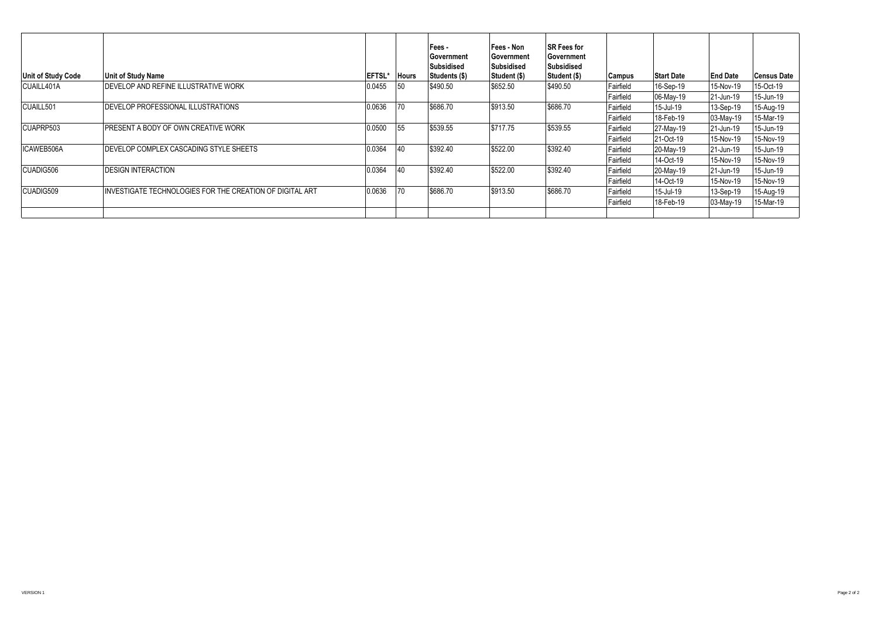| Unit of Study Code | Unit of Study Name | EFTSL* | Hours | Fees - Government Subsidised Students ($) | Fees - Non Government Subsidised Student ($) | SR Fees for Government Subsidised Student ($) | Campus | Start Date | End Date | Census Date |
|---|---|---|---|---|---|---|---|---|---|---|
| CUAILL401A | DEVELOP AND REFINE ILLUSTRATIVE WORK | 0.0455 | 50 | $490.50 | $652.50 | $490.50 | Fairfield | 16-Sep-19 | 15-Nov-19 | 15-Oct-19 |
| | | | | | | | Fairfield | 06-May-19 | 21-Jun-19 | 15-Jun-19 |
| CUAILL501 | DEVELOP PROFESSIONAL ILLUSTRATIONS | 0.0636 | 70 | $686.70 | $913.50 | $686.70 | Fairfield | 15-Jul-19 | 13-Sep-19 | 15-Aug-19 |
| | | | | | | | Fairfield | 18-Feb-19 | 03-May-19 | 15-Mar-19 |
| CUAPRP503 | PRESENT A BODY OF OWN CREATIVE WORK | 0.0500 | 55 | $539.55 | $717.75 | $539.55 | Fairfield | 27-May-19 | 21-Jun-19 | 15-Jun-19 |
| | | | | | | | Fairfield | 21-Oct-19 | 15-Nov-19 | 15-Nov-19 |
| ICAWEB506A | DEVELOP COMPLEX CASCADING STYLE SHEETS | 0.0364 | 40 | $392.40 | $522.00 | $392.40 | Fairfield | 20-May-19 | 21-Jun-19 | 15-Jun-19 |
| | | | | | | | Fairfield | 14-Oct-19 | 15-Nov-19 | 15-Nov-19 |
| CUADIG506 | DESIGN INTERACTION | 0.0364 | 40 | $392.40 | $522.00 | $392.40 | Fairfield | 20-May-19 | 21-Jun-19 | 15-Jun-19 |
| | | | | | | | Fairfield | 14-Oct-19 | 15-Nov-19 | 15-Nov-19 |
| CUADIG509 | INVESTIGATE TECHNOLOGIES FOR THE CREATION OF DIGITAL ART | 0.0636 | 70 | $686.70 | $913.50 | $686.70 | Fairfield | 15-Jul-19 | 13-Sep-19 | 15-Aug-19 |
| | | | | | | | Fairfield | 18-Feb-19 | 03-May-19 | 15-Mar-19 |
| | | | | | | | | | | |

VERSION 1